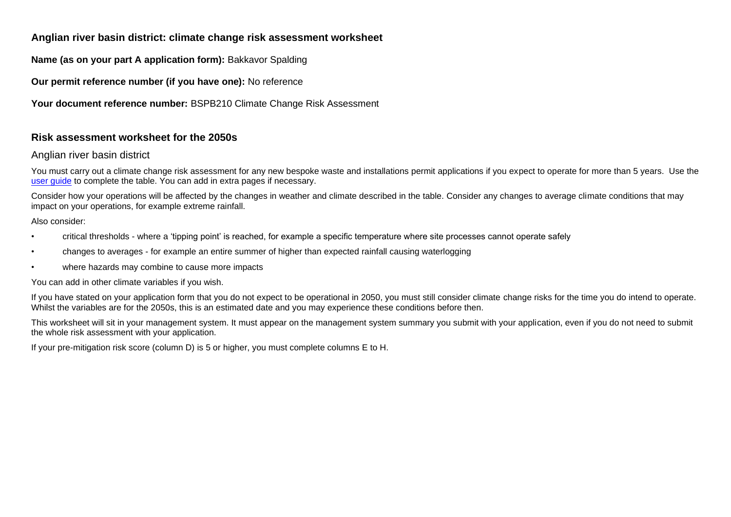## Anglian river basin district: climate change risk assessment worksheet

**Name (as on your part A application form):** Bakkavor Spalding

**Our permit reference number (if you have one):** No reference

**Your document reference number:** BSPB210 Climate Change Risk Assessment

## Risk assessment worksheet for the 2050s

### Anglian river basin district

You must carry out a climate change risk assessment for any new bespoke waste and installations permit applications if you expect to operate for more than 5 years. Use the [user guide] to complete the table. You can add in extra pages if necessary.

Consider how your operations will be affected by the changes in weather and climate described in the table. Consider any changes to average climate conditions that may impact on your operations, for example extreme rainfall.

Also consider:

- critical thresholds - where a 'tipping point' is reached, for example a specific temperature where site processes cannot operate safely
- changes to averages - for example an entire summer of higher than expected rainfall causing waterlogging
- where hazards may combine to cause more impacts

You can add in other climate variables if you wish.

If you have stated on your application form that you do not expect to be operational in 2050, you must still consider climate change risks for the time you do intend to operate. Whilst the variables are for the 2050s, this is an estimated date and you may experience these conditions before then.

This worksheet will sit in your management system. It must appear on the management system summary you submit with your application, even if you do not need to submit the whole risk assessment with your application.

If your pre-mitigation risk score (column D) is 5 or higher, you must complete columns E to H.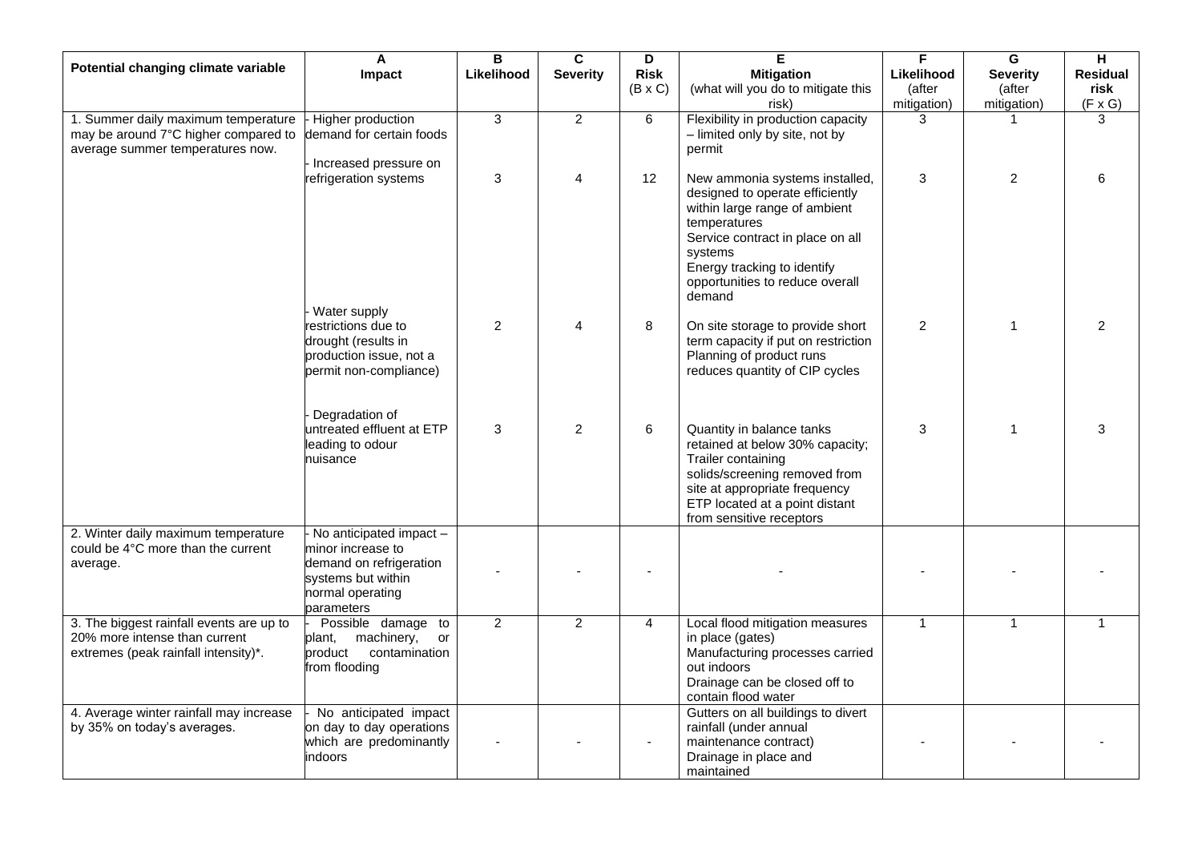| Potential changing climate variable | A<br>Impact | B<br>Likelihood | C<br>Severity | D<br>Risk<br>(B x C) | E<br>Mitigation<br>(what will you do to mitigate this risk) | F<br>Likelihood<br>(after mitigation) | G<br>Severity<br>(after mitigation) | H<br>Residual risk<br>(F x G) |
|---|---|---|---|---|---|---|---|---|
| 1. Summer daily maximum temperature may be around 7°C higher compared to average summer temperatures now. | - Higher production demand for certain foods | 3 | 2 | 6 | Flexibility in production capacity – limited only by site, not by permit | 3 | 1 | 3 |
| | - Increased pressure on refrigeration systems | 3 | 4 | 12 | New ammonia systems installed, designed to operate efficiently within large range of ambient temperatures<br>Service contract in place on all systems<br>Energy tracking to identify opportunities to reduce overall demand | 3 | 2 | 6 |
| | - Water supply restrictions due to drought (results in production issue, not a permit non-compliance) | 2 | 4 | 8 | On site storage to provide short term capacity if put on restriction<br>Planning of product runs reduces quantity of CIP cycles | 2 | 1 | 2 |
| | - Degradation of untreated effluent at ETP leading to odour nuisance | 3 | 2 | 6 | Quantity in balance tanks retained at below 30% capacity;<br>Trailer containing solids/screening removed from site at appropriate frequency<br>ETP located at a point distant from sensitive receptors | 3 | 1 | 3 |
| 2. Winter daily maximum temperature could be 4°C more than the current average. | - No anticipated impact – minor increase to demand on refrigeration systems but within normal operating parameters | - | - | - | - | - | - | - |
| 3. The biggest rainfall events are up to 20% more intense than current extremes (peak rainfall intensity)*. | - Possible damage to plant, machinery, or product contamination from flooding | 2 | 2 | 4 | Local flood mitigation measures in place (gates)<br>Manufacturing processes carried out indoors<br>Drainage can be closed off to contain flood water | 1 | 1 | 1 |
| 4. Average winter rainfall may increase by 35% on today's averages. | - No anticipated impact on day to day operations which are predominantly indoors | - | - | - | Gutters on all buildings to divert rainfall (under annual maintenance contract)<br>Drainage in place and maintained | - | - | - |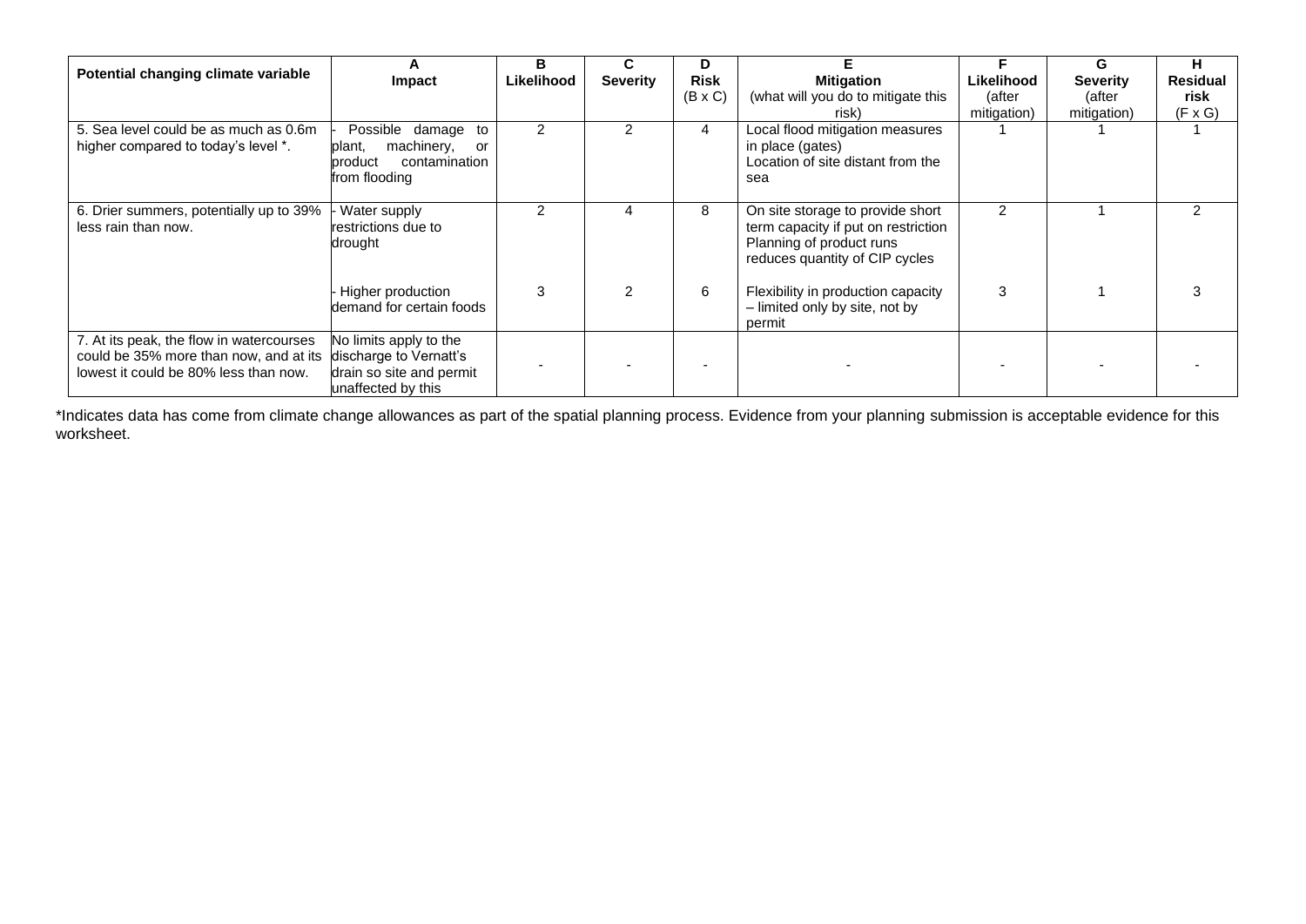| Potential changing climate variable | A<br>Impact | B<br>Likelihood | C<br>Severity | D<br>Risk<br>(B x C) | E<br>Mitigation<br>(what will you do to mitigate this risk) | F<br>Likelihood<br>(after mitigation) | G<br>Severity<br>(after mitigation) | H<br>Residual risk<br>(F x G) |
|---|---|---|---|---|---|---|---|---|
| 5. Sea level could be as much as 0.6m higher compared to today's level *. | - Possible damage to plant, machinery, or product contamination from flooding | 2 | 2 | 4 | Local flood mitigation measures in place (gates)<br>Location of site distant from the sea | 1 | 1 | 1 |
| 6. Drier summers, potentially up to 39% less rain than now. | - Water supply restrictions due to drought | 2 | 4 | 8 | On site storage to provide short term capacity if put on restriction<br>Planning of product runs reduces quantity of CIP cycles | 2 | 1 | 2 |
| | - Higher production demand for certain foods | 3 | 2 | 6 | Flexibility in production capacity – limited only by site, not by permit | 3 | 1 | 3 |
| 7. At its peak, the flow in watercourses could be 35% more than now, and at its lowest it could be 80% less than now. | No limits apply to the discharge to Vernatt's drain so site and permit unaffected by this | - | - | - | - | - | - | - |

*Indicates data has come from climate change allowances as part of the spatial planning process. Evidence from your planning submission is acceptable evidence for this worksheet.